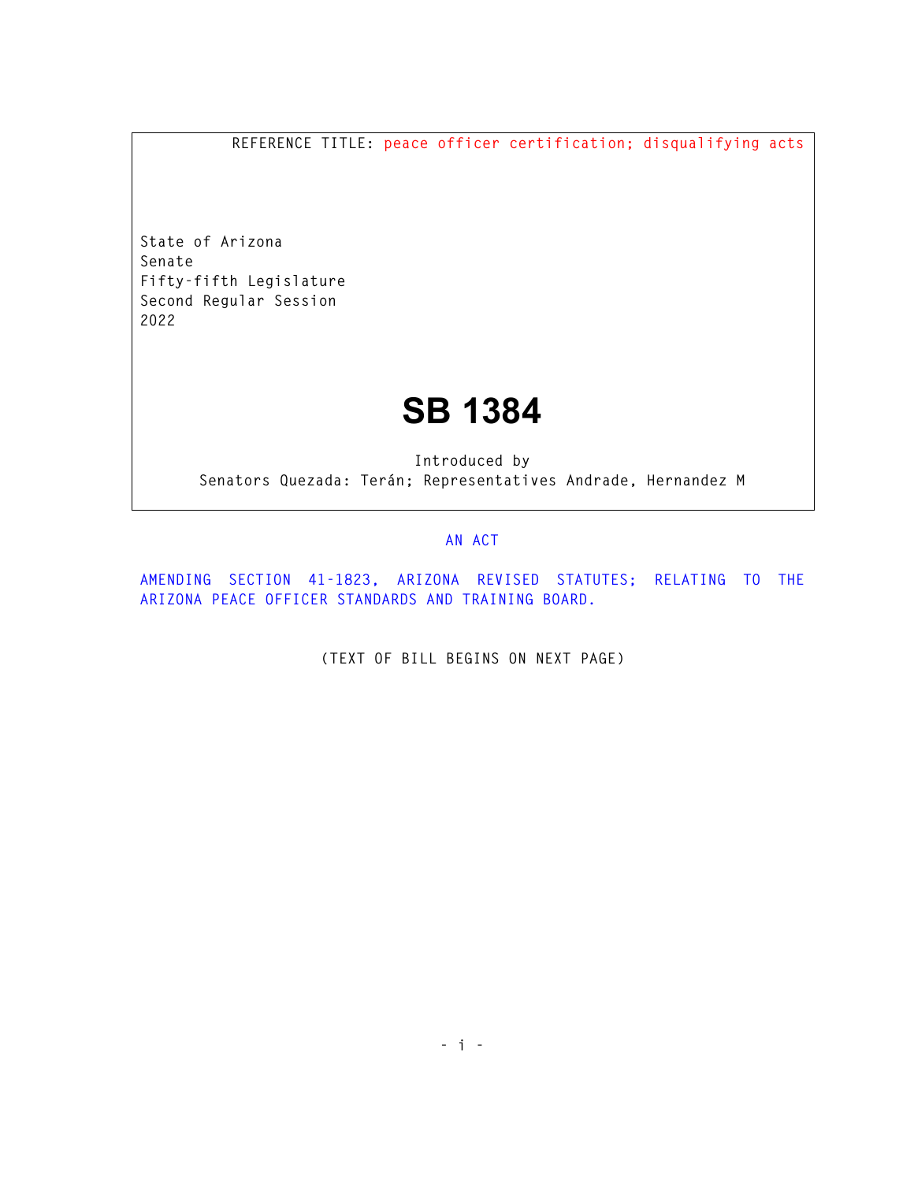REFERENCE TITLE: peace officer certification; disqualifying acts

State of Arizona
Senate
Fifty-fifth Legislature
Second Regular Session
2022

# SB 1384

Introduced by
Senators Quezada: Terán; Representatives Andrade, Hernandez M

AN ACT

AMENDING SECTION 41-1823, ARIZONA REVISED STATUTES; RELATING TO THE ARIZONA PEACE OFFICER STANDARDS AND TRAINING BOARD.

(TEXT OF BILL BEGINS ON NEXT PAGE)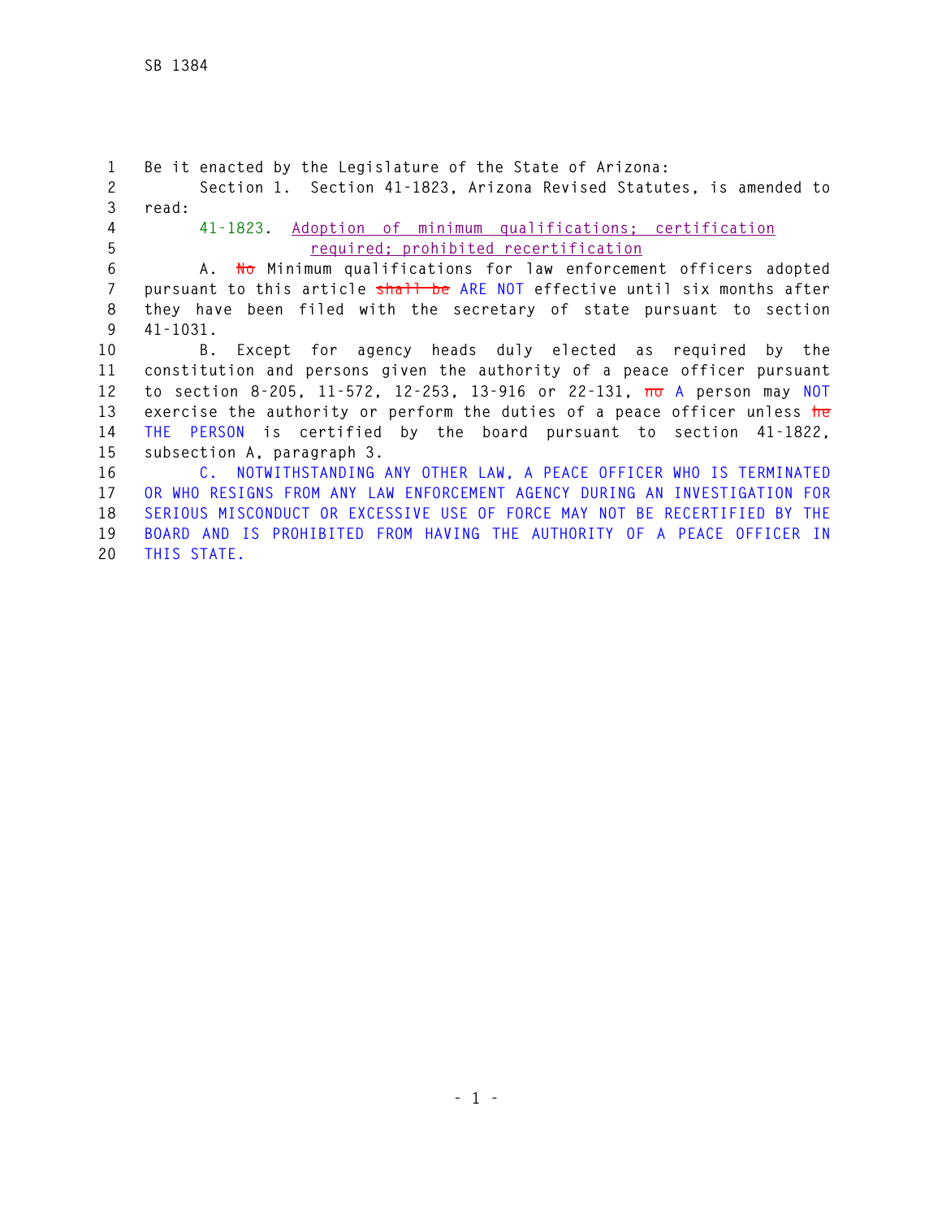Be it enacted by the Legislature of the State of Arizona:

Section 1. Section 41-1823, Arizona Revised Statutes, is amended to read:

41-1823. Adoption of minimum qualifications; certification required; prohibited recertification

A. ~~No~~ Minimum qualifications for law enforcement officers adopted pursuant to this article ~~shall be~~ ARE NOT effective until six months after they have been filed with the secretary of state pursuant to section 41-1031.

B. Except for agency heads duly elected as required by the constitution and persons given the authority of a peace officer pursuant to section 8-205, 11-572, 12-253, 13-916 or 22-131, ~~no~~ A person may NOT exercise the authority or perform the duties of a peace officer unless ~~he~~ THE PERSON is certified by the board pursuant to section 41-1822, subsection A, paragraph 3.

C. NOTWITHSTANDING ANY OTHER LAW, A PEACE OFFICER WHO IS TERMINATED OR WHO RESIGNS FROM ANY LAW ENFORCEMENT AGENCY DURING AN INVESTIGATION FOR SERIOUS MISCONDUCT OR EXCESSIVE USE OF FORCE MAY NOT BE RECERTIFIED BY THE BOARD AND IS PROHIBITED FROM HAVING THE AUTHORITY OF A PEACE OFFICER IN THIS STATE.